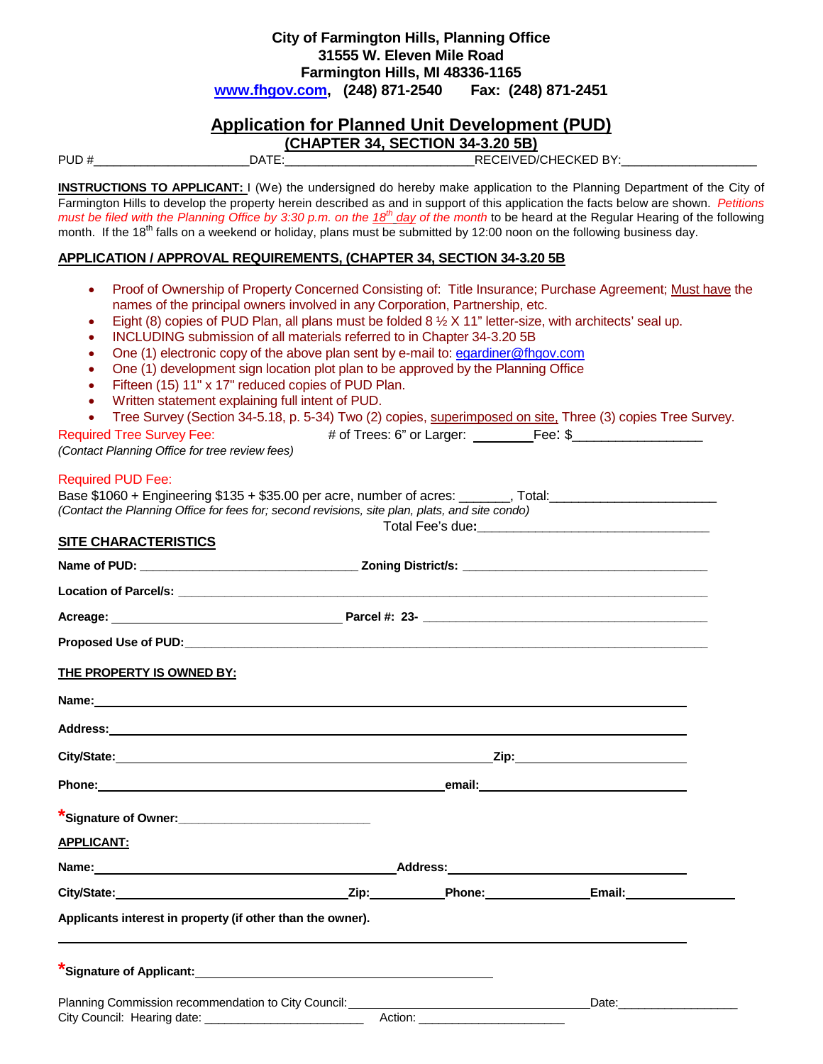**City of Farmington Hills, Planning Office**
**31555 W. Eleven Mile Road**
**Farmington Hills, MI 48336-1165**
**www.fhgov.com, (248) 871-2540 Fax: (248) 871-2451**

# Application for Planned Unit Development (PUD)

## (CHAPTER 34, SECTION 34-3.20 5B)

PUD #______________________DATE:___________________________RECEIVED/CHECKED BY:___________________

**INSTRUCTIONS TO APPLICANT:** I (We) the undersigned do hereby make application to the Planning Department of the City of Farmington Hills to develop the property herein described as and in support of this application the facts below are shown. *Petitions must be filed with the Planning Office by 3:30 p.m. on the 18th day of the month* to be heard at the Regular Hearing of the following month. If the 18th falls on a weekend or holiday, plans must be submitted by 12:00 noon on the following business day.

**APPLICATION / APPROVAL REQUIREMENTS, (CHAPTER 34, SECTION 34-3.20 5B**

- Proof of Ownership of Property Concerned Consisting of: Title Insurance; Purchase Agreement; Must have the names of the principal owners involved in any Corporation, Partnership, etc.
- Eight (8) copies of PUD Plan, all plans must be folded 8 ½ X 11" letter-size, with architects' seal up.
- INCLUDING submission of all materials referred to in Chapter 34-3.20 5B
- One (1) electronic copy of the above plan sent by e-mail to: egardiner@fhgov.com
- One (1) development sign location plot plan to be approved by the Planning Office
- Fifteen (15) 11" x 17" reduced copies of PUD Plan.
- Written statement explaining full intent of PUD.
- Tree Survey (Section 34-5.18, p. 5-34) Two (2) copies, superimposed on site, Three (3) copies Tree Survey.

Required Tree Survey Fee: # of Trees: 6" or Larger: ________Fee: $_________________
*(Contact Planning Office for tree review fees)*

Required PUD Fee:
Base $1060 + Engineering $135 + $35.00 per acre, number of acres: _______, Total:______________________
*(Contact the Planning Office for fees for; second revisions, site plan, plats, and site condo)*

Total Fee's due:_______________________________

**SITE CHARACTERISTICS**

**Name of PUD:** _______________________________ **Zoning District/s:** ___________________________________

**Location of Parcel/s:** ___________________________________________________________________________

**Acreage:** _______________________________ **Parcel #: 23-** _________________________________________

**Proposed Use of PUD:**___________________________________________________________________________

**THE PROPERTY IS OWNED BY:**

**Name:**_____________________________________________________________________________________

**Address:**___________________________________________________________________________________

**City/State:**_______________________________________________________**Zip:**_______________________

**Phone:**_______________________________________________**email:**___________________________________

***Signature of Owner:**____________________________

**APPLICANT:**

**Name:**________________________________________**Address:**__________________________________

**City/State:**______________________________**Zip:**__________**Phone:**______________**Email:**______________

**Applicants interest in property (if other than the owner).**

_____________________________________________________________________________________________

***Signature of Applicant:**_________________________________________

Planning Commission recommendation to City Council:_________________________________Date:_________________
City Council: Hearing date: _______________________ Action: ______________________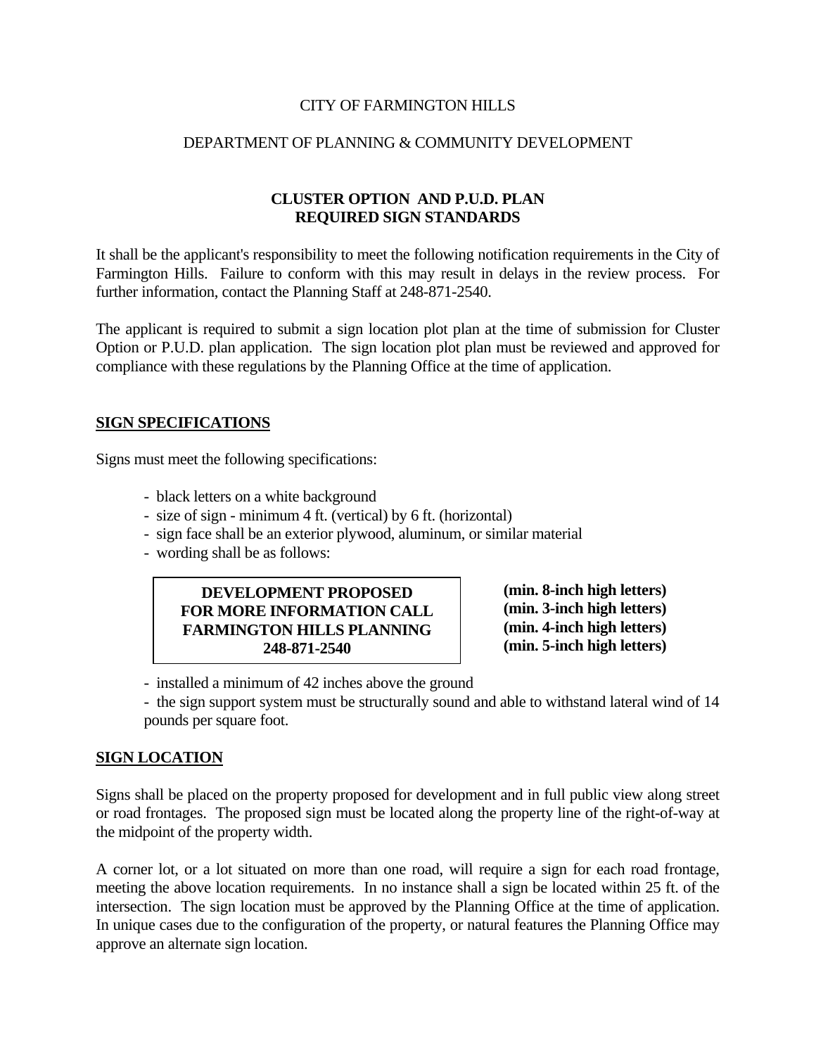CITY OF FARMINGTON HILLS

DEPARTMENT OF PLANNING & COMMUNITY DEVELOPMENT

**CLUSTER OPTION AND P.U.D. PLAN**
**REQUIRED SIGN STANDARDS**

It shall be the applicant's responsibility to meet the following notification requirements in the City of Farmington Hills. Failure to conform with this may result in delays in the review process. For further information, contact the Planning Staff at 248-871-2540.

The applicant is required to submit a sign location plot plan at the time of submission for Cluster Option or P.U.D. plan application. The sign location plot plan must be reviewed and approved for compliance with these regulations by the Planning Office at the time of application.

## SIGN SPECIFICATIONS

Signs must meet the following specifications:

- black letters on a white background
- size of sign - minimum 4 ft. (vertical) by 6 ft. (horizontal)
- sign face shall be an exterior plywood, aluminum, or similar material
- wording shall be as follows:

| Sign Wording | Letter Height |
|---|---|
| **DEVELOPMENT PROPOSED** | **(min. 8-inch high letters)** |
| **FOR MORE INFORMATION CALL** | **(min. 3-inch high letters)** |
| **FARMINGTON HILLS PLANNING** | **(min. 4-inch high letters)** |
| **248-871-2540** | **(min. 5-inch high letters)** |

- installed a minimum of 42 inches above the ground
- the sign support system must be structurally sound and able to withstand lateral wind of 14 pounds per square foot.

## SIGN LOCATION

Signs shall be placed on the property proposed for development and in full public view along street or road frontages. The proposed sign must be located along the property line of the right-of-way at the midpoint of the property width.

A corner lot, or a lot situated on more than one road, will require a sign for each road frontage, meeting the above location requirements. In no instance shall a sign be located within 25 ft. of the intersection. The sign location must be approved by the Planning Office at the time of application. In unique cases due to the configuration of the property, or natural features the Planning Office may approve an alternate sign location.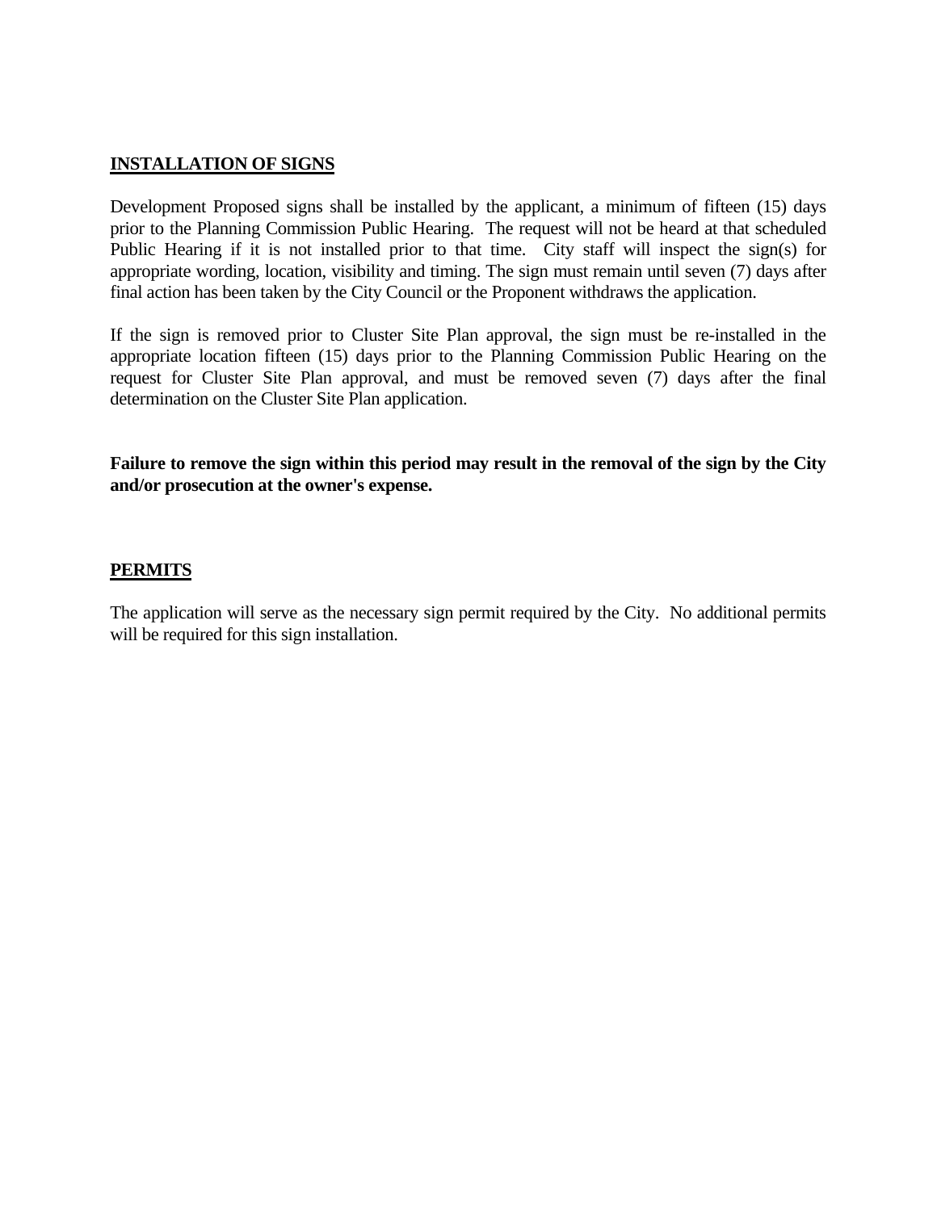## INSTALLATION OF SIGNS

Development Proposed signs shall be installed by the applicant, a minimum of fifteen (15) days prior to the Planning Commission Public Hearing. The request will not be heard at that scheduled Public Hearing if it is not installed prior to that time. City staff will inspect the sign(s) for appropriate wording, location, visibility and timing. The sign must remain until seven (7) days after final action has been taken by the City Council or the Proponent withdraws the application.

If the sign is removed prior to Cluster Site Plan approval, the sign must be re-installed in the appropriate location fifteen (15) days prior to the Planning Commission Public Hearing on the request for Cluster Site Plan approval, and must be removed seven (7) days after the final determination on the Cluster Site Plan application.

**Failure to remove the sign within this period may result in the removal of the sign by the City and/or prosecution at the owner's expense.**

## PERMITS

The application will serve as the necessary sign permit required by the City. No additional permits will be required for this sign installation.